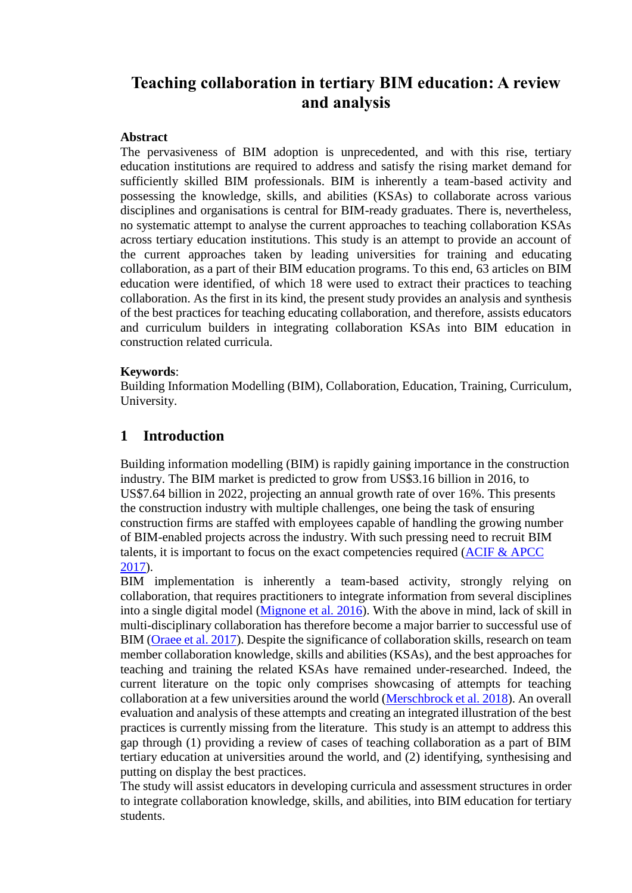# Teaching collaboration in tertiary BIM education: A review and analysis

**Abstract**

The pervasiveness of BIM adoption is unprecedented, and with this rise, tertiary education institutions are required to address and satisfy the rising market demand for sufficiently skilled BIM professionals. BIM is inherently a team-based activity and possessing the knowledge, skills, and abilities (KSAs) to collaborate across various disciplines and organisations is central for BIM-ready graduates. There is, nevertheless, no systematic attempt to analyse the current approaches to teaching collaboration KSAs across tertiary education institutions. This study is an attempt to provide an account of the current approaches taken by leading universities for training and educating collaboration, as a part of their BIM education programs. To this end, 63 articles on BIM education were identified, of which 18 were used to extract their practices to teaching collaboration. As the first in its kind, the present study provides an analysis and synthesis of the best practices for teaching educating collaboration, and therefore, assists educators and curriculum builders in integrating collaboration KSAs into BIM education in construction related curricula.

**Keywords**:

Building Information Modelling (BIM), Collaboration, Education, Training, Curriculum, University.

## 1 Introduction

Building information modelling (BIM) is rapidly gaining importance in the construction industry. The BIM market is predicted to grow from US$3.16 billion in 2016, to US$7.64 billion in 2022, projecting an annual growth rate of over 16%. This presents the construction industry with multiple challenges, one being the task of ensuring construction firms are staffed with employees capable of handling the growing number of BIM-enabled projects across the industry. With such pressing need to recruit BIM talents, it is important to focus on the exact competencies required (ACIF & APCC 2017).

BIM implementation is inherently a team-based activity, strongly relying on collaboration, that requires practitioners to integrate information from several disciplines into a single digital model (Mignone et al. 2016). With the above in mind, lack of skill in multi-disciplinary collaboration has therefore become a major barrier to successful use of BIM (Oraee et al. 2017). Despite the significance of collaboration skills, research on team member collaboration knowledge, skills and abilities (KSAs), and the best approaches for teaching and training the related KSAs have remained under-researched. Indeed, the current literature on the topic only comprises showcasing of attempts for teaching collaboration at a few universities around the world (Merschbrock et al. 2018). An overall evaluation and analysis of these attempts and creating an integrated illustration of the best practices is currently missing from the literature. This study is an attempt to address this gap through (1) providing a review of cases of teaching collaboration as a part of BIM tertiary education at universities around the world, and (2) identifying, synthesising and putting on display the best practices.

The study will assist educators in developing curricula and assessment structures in order to integrate collaboration knowledge, skills, and abilities, into BIM education for tertiary students.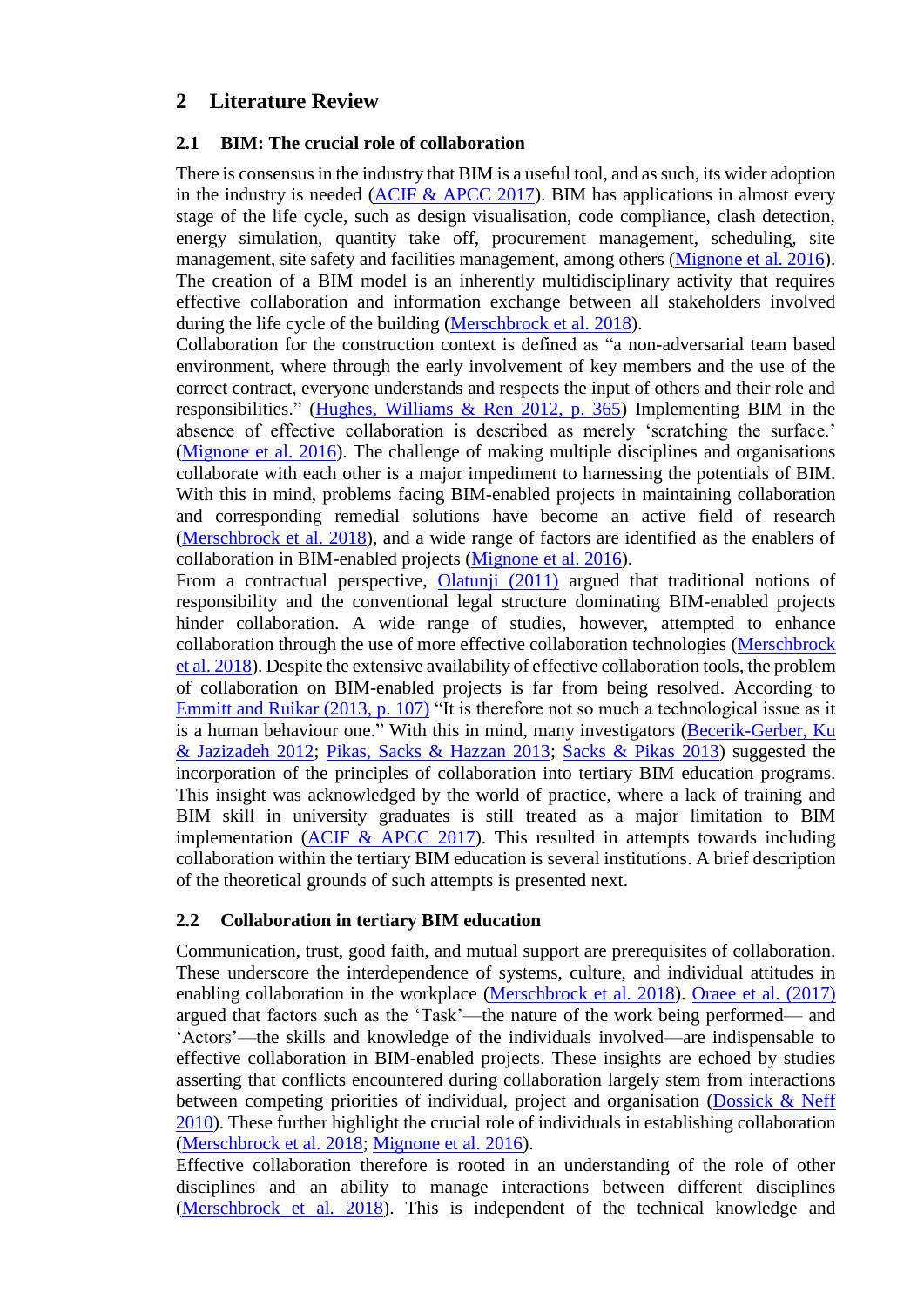## 2 Literature Review

### 2.1 BIM: The crucial role of collaboration

There is consensus in the industry that BIM is a useful tool, and as such, its wider adoption in the industry is needed (ACIF & APCC 2017). BIM has applications in almost every stage of the life cycle, such as design visualisation, code compliance, clash detection, energy simulation, quantity take off, procurement management, scheduling, site management, site safety and facilities management, among others (Mignone et al. 2016). The creation of a BIM model is an inherently multidisciplinary activity that requires effective collaboration and information exchange between all stakeholders involved during the life cycle of the building (Merschbrock et al. 2018).

Collaboration for the construction context is defined as "a non-adversarial team based environment, where through the early involvement of key members and the use of the correct contract, everyone understands and respects the input of others and their role and responsibilities." (Hughes, Williams & Ren 2012, p. 365) Implementing BIM in the absence of effective collaboration is described as merely 'scratching the surface.' (Mignone et al. 2016). The challenge of making multiple disciplines and organisations collaborate with each other is a major impediment to harnessing the potentials of BIM. With this in mind, problems facing BIM-enabled projects in maintaining collaboration and corresponding remedial solutions have become an active field of research (Merschbrock et al. 2018), and a wide range of factors are identified as the enablers of collaboration in BIM-enabled projects (Mignone et al. 2016).

From a contractual perspective, Olatunji (2011) argued that traditional notions of responsibility and the conventional legal structure dominating BIM-enabled projects hinder collaboration. A wide range of studies, however, attempted to enhance collaboration through the use of more effective collaboration technologies (Merschbrock et al. 2018). Despite the extensive availability of effective collaboration tools, the problem of collaboration on BIM-enabled projects is far from being resolved. According to Emmitt and Ruikar (2013, p. 107) "It is therefore not so much a technological issue as it is a human behaviour one." With this in mind, many investigators (Becerik-Gerber, Ku & Jazizadeh 2012; Pikas, Sacks & Hazzan 2013; Sacks & Pikas 2013) suggested the incorporation of the principles of collaboration into tertiary BIM education programs. This insight was acknowledged by the world of practice, where a lack of training and BIM skill in university graduates is still treated as a major limitation to BIM implementation (ACIF & APCC 2017). This resulted in attempts towards including collaboration within the tertiary BIM education is several institutions. A brief description of the theoretical grounds of such attempts is presented next.

### 2.2 Collaboration in tertiary BIM education

Communication, trust, good faith, and mutual support are prerequisites of collaboration. These underscore the interdependence of systems, culture, and individual attitudes in enabling collaboration in the workplace (Merschbrock et al. 2018). Oraee et al. (2017) argued that factors such as the 'Task'—the nature of the work being performed— and 'Actors'—the skills and knowledge of the individuals involved—are indispensable to effective collaboration in BIM-enabled projects. These insights are echoed by studies asserting that conflicts encountered during collaboration largely stem from interactions between competing priorities of individual, project and organisation (Dossick & Neff 2010). These further highlight the crucial role of individuals in establishing collaboration (Merschbrock et al. 2018; Mignone et al. 2016).

Effective collaboration therefore is rooted in an understanding of the role of other disciplines and an ability to manage interactions between different disciplines (Merschbrock et al. 2018). This is independent of the technical knowledge and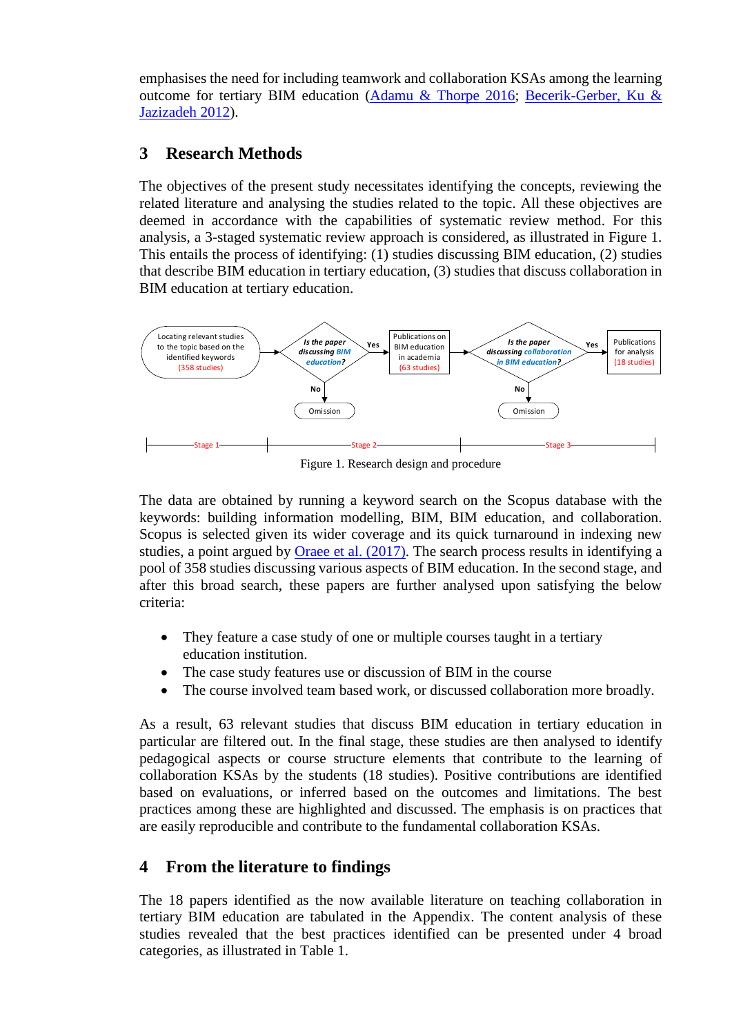emphasises the need for including teamwork and collaboration KSAs among the learning outcome for tertiary BIM education (Adamu & Thorpe 2016; Becerik-Gerber, Ku & Jazizadeh 2012).

## 3 Research Methods

The objectives of the present study necessitates identifying the concepts, reviewing the related literature and analysing the studies related to the topic. All these objectives are deemed in accordance with the capabilities of systematic review method. For this analysis, a 3-staged systematic review approach is considered, as illustrated in Figure 1. This entails the process of identifying: (1) studies discussing BIM education, (2) studies that describe BIM education in tertiary education, (3) studies that discuss collaboration in BIM education at tertiary education.

Locating relevant studies to the topic based on the identified keywords (358 studies) → *Is the paper discussing BIM education?* → Yes → Publications on BIM education in academia (63 studies) → *Is the paper discussing collaboration in BIM education?* → Yes → Publications for analysis (18 studies)

No → Omission; No → Omission

Stage 1 | Stage 2 | Stage 3

Figure 1. Research design and procedure

The data are obtained by running a keyword search on the Scopus database with the keywords: building information modelling, BIM, BIM education, and collaboration. Scopus is selected given its wider coverage and its quick turnaround in indexing new studies, a point argued by Oraee et al. (2017). The search process results in identifying a pool of 358 studies discussing various aspects of BIM education. In the second stage, and after this broad search, these papers are further analysed upon satisfying the below criteria:

- They feature a case study of one or multiple courses taught in a tertiary education institution.
- The case study features use or discussion of BIM in the course
- The course involved team based work, or discussed collaboration more broadly.

As a result, 63 relevant studies that discuss BIM education in tertiary education in particular are filtered out. In the final stage, these studies are then analysed to identify pedagogical aspects or course structure elements that contribute to the learning of collaboration KSAs by the students (18 studies). Positive contributions are identified based on evaluations, or inferred based on the outcomes and limitations. The best practices among these are highlighted and discussed. The emphasis is on practices that are easily reproducible and contribute to the fundamental collaboration KSAs.

## 4 From the literature to findings

The 18 papers identified as the now available literature on teaching collaboration in tertiary BIM education are tabulated in the Appendix. The content analysis of these studies revealed that the best practices identified can be presented under 4 broad categories, as illustrated in Table 1.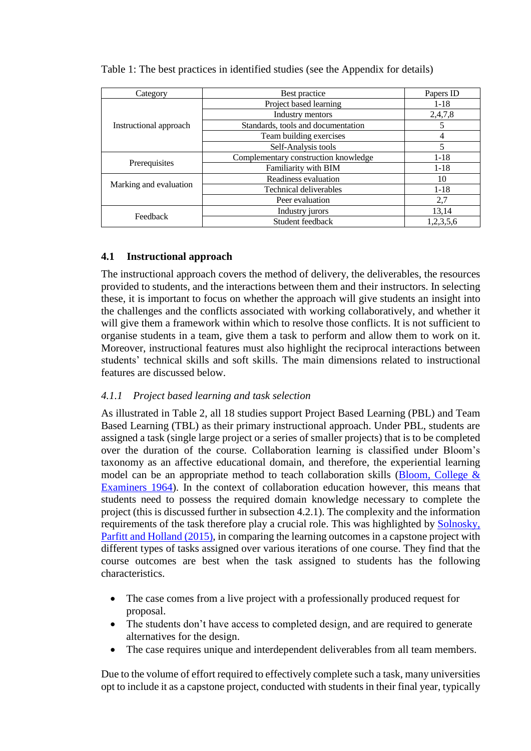Table 1: The best practices in identified studies (see the Appendix for details)

| Category | Best practice | Papers ID |
| --- | --- | --- |
| Instructional approach | Project based learning | 1-18 |
| | Industry mentors | 2,4,7,8 |
| | Standards, tools and documentation | 5 |
| | Team building exercises | 4 |
| | Self-Analysis tools | 5 |
| Prerequisites | Complementary construction knowledge | 1-18 |
| | Familiarity with BIM | 1-18 |
| Marking and evaluation | Readiness evaluation | 10 |
| | Technical deliverables | 1-18 |
| | Peer evaluation | 2,7 |
| Feedback | Industry jurors | 13,14 |
| | Student feedback | 1,2,3,5,6 |

### 4.1 Instructional approach

The instructional approach covers the method of delivery, the deliverables, the resources provided to students, and the interactions between them and their instructors. In selecting these, it is important to focus on whether the approach will give students an insight into the challenges and the conflicts associated with working collaboratively, and whether it will give them a framework within which to resolve those conflicts. It is not sufficient to organise students in a team, give them a task to perform and allow them to work on it. Moreover, instructional features must also highlight the reciprocal interactions between students' technical skills and soft skills. The main dimensions related to instructional features are discussed below.

#### *4.1.1 Project based learning and task selection*

As illustrated in Table 2, all 18 studies support Project Based Learning (PBL) and Team Based Learning (TBL) as their primary instructional approach. Under PBL, students are assigned a task (single large project or a series of smaller projects) that is to be completed over the duration of the course. Collaboration learning is classified under Bloom's taxonomy as an affective educational domain, and therefore, the experiential learning model can be an appropriate method to teach collaboration skills (Bloom, College & Examiners 1964). In the context of collaboration education however, this means that students need to possess the required domain knowledge necessary to complete the project (this is discussed further in subsection 4.2.1). The complexity and the information requirements of the task therefore play a crucial role. This was highlighted by Solnosky, Parfitt and Holland (2015), in comparing the learning outcomes in a capstone project with different types of tasks assigned over various iterations of one course. They find that the course outcomes are best when the task assigned to students has the following characteristics.

- The case comes from a live project with a professionally produced request for proposal.
- The students don't have access to completed design, and are required to generate alternatives for the design.
- The case requires unique and interdependent deliverables from all team members.

Due to the volume of effort required to effectively complete such a task, many universities opt to include it as a capstone project, conducted with students in their final year, typically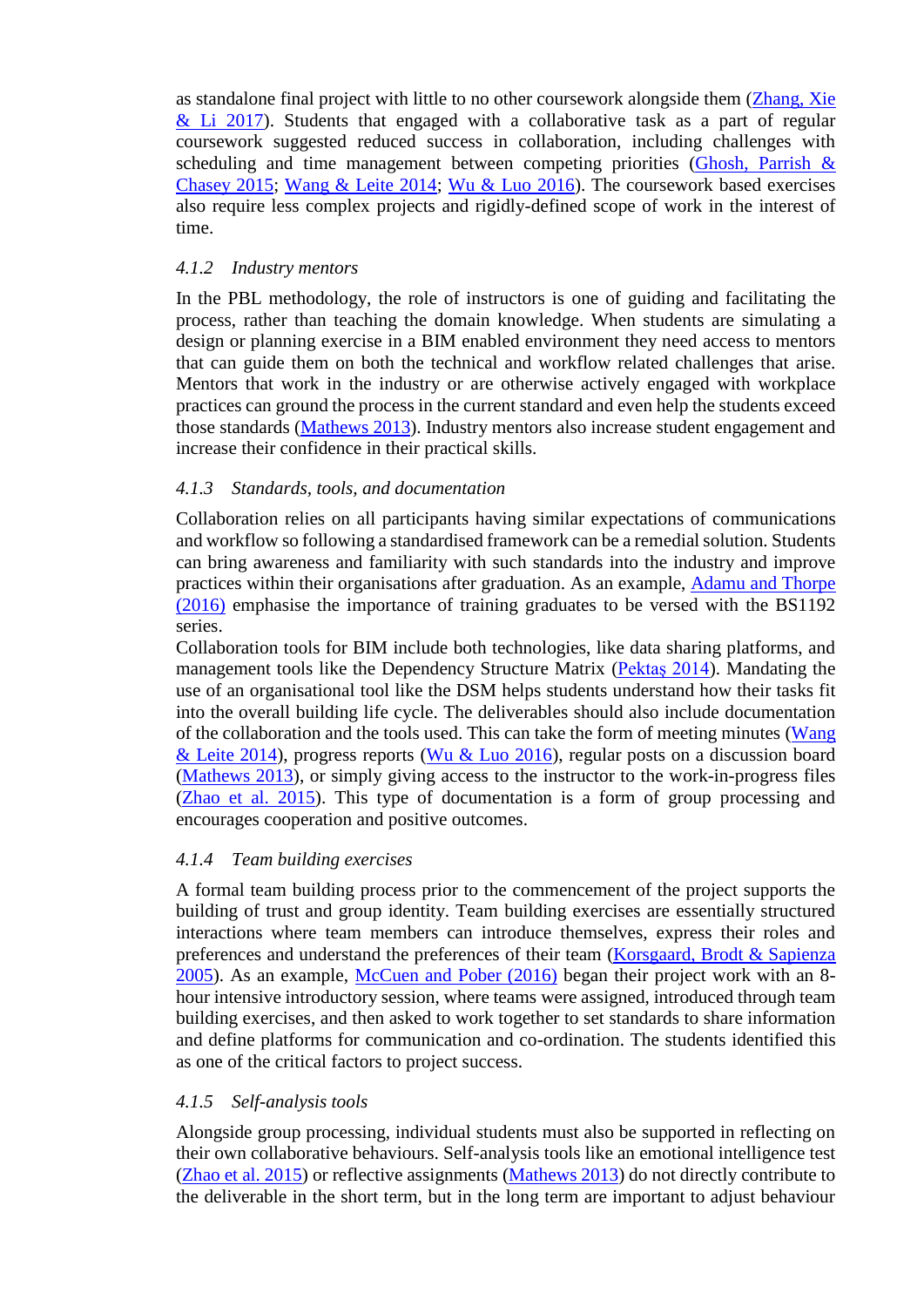as standalone final project with little to no other coursework alongside them (Zhang, Xie & Li 2017). Students that engaged with a collaborative task as a part of regular coursework suggested reduced success in collaboration, including challenges with scheduling and time management between competing priorities (Ghosh, Parrish & Chasey 2015; Wang & Leite 2014; Wu & Luo 2016). The coursework based exercises also require less complex projects and rigidly-defined scope of work in the interest of time.

#### *4.1.2 Industry mentors*

In the PBL methodology, the role of instructors is one of guiding and facilitating the process, rather than teaching the domain knowledge. When students are simulating a design or planning exercise in a BIM enabled environment they need access to mentors that can guide them on both the technical and workflow related challenges that arise. Mentors that work in the industry or are otherwise actively engaged with workplace practices can ground the process in the current standard and even help the students exceed those standards (Mathews 2013). Industry mentors also increase student engagement and increase their confidence in their practical skills.

#### *4.1.3 Standards, tools, and documentation*

Collaboration relies on all participants having similar expectations of communications and workflow so following a standardised framework can be a remedial solution. Students can bring awareness and familiarity with such standards into the industry and improve practices within their organisations after graduation. As an example, Adamu and Thorpe (2016) emphasise the importance of training graduates to be versed with the BS1192 series.

Collaboration tools for BIM include both technologies, like data sharing platforms, and management tools like the Dependency Structure Matrix (Pektaş 2014). Mandating the use of an organisational tool like the DSM helps students understand how their tasks fit into the overall building life cycle. The deliverables should also include documentation of the collaboration and the tools used. This can take the form of meeting minutes (Wang & Leite 2014), progress reports (Wu & Luo 2016), regular posts on a discussion board (Mathews 2013), or simply giving access to the instructor to the work-in-progress files (Zhao et al. 2015). This type of documentation is a form of group processing and encourages cooperation and positive outcomes.

#### *4.1.4 Team building exercises*

A formal team building process prior to the commencement of the project supports the building of trust and group identity. Team building exercises are essentially structured interactions where team members can introduce themselves, express their roles and preferences and understand the preferences of their team (Korsgaard, Brodt & Sapienza 2005). As an example, McCuen and Pober (2016) began their project work with an 8-hour intensive introductory session, where teams were assigned, introduced through team building exercises, and then asked to work together to set standards to share information and define platforms for communication and co-ordination. The students identified this as one of the critical factors to project success.

#### *4.1.5 Self-analysis tools*

Alongside group processing, individual students must also be supported in reflecting on their own collaborative behaviours. Self-analysis tools like an emotional intelligence test (Zhao et al. 2015) or reflective assignments (Mathews 2013) do not directly contribute to the deliverable in the short term, but in the long term are important to adjust behaviour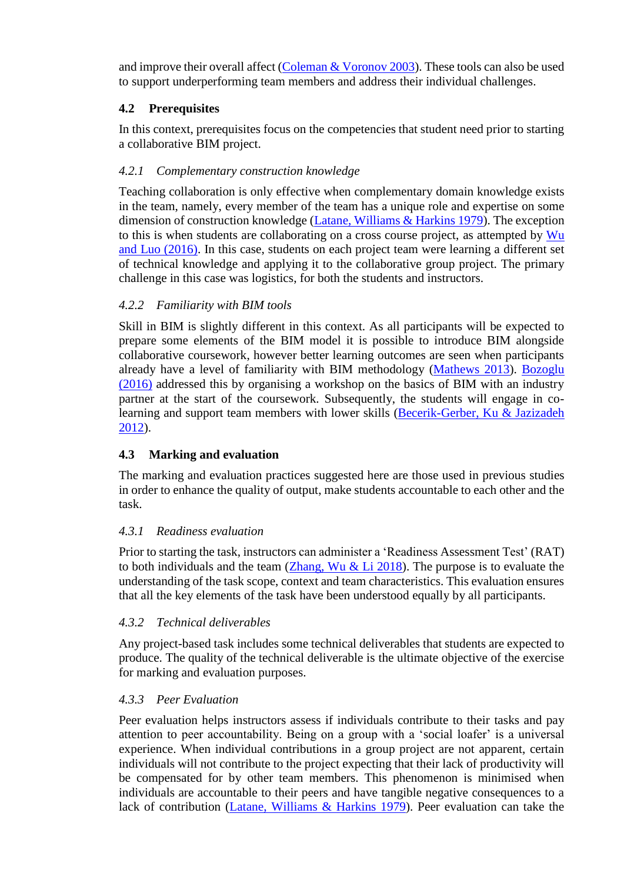and improve their overall affect (Coleman & Voronov 2003). These tools can also be used to support underperforming team members and address their individual challenges.

## 4.2 Prerequisites

In this context, prerequisites focus on the competencies that student need prior to starting a collaborative BIM project.

### *4.2.1 Complementary construction knowledge*

Teaching collaboration is only effective when complementary domain knowledge exists in the team, namely, every member of the team has a unique role and expertise on some dimension of construction knowledge (Latane, Williams & Harkins 1979). The exception to this is when students are collaborating on a cross course project, as attempted by Wu and Luo (2016). In this case, students on each project team were learning a different set of technical knowledge and applying it to the collaborative group project. The primary challenge in this case was logistics, for both the students and instructors.

### *4.2.2 Familiarity with BIM tools*

Skill in BIM is slightly different in this context. As all participants will be expected to prepare some elements of the BIM model it is possible to introduce BIM alongside collaborative coursework, however better learning outcomes are seen when participants already have a level of familiarity with BIM methodology (Mathews 2013). Bozoglu (2016) addressed this by organising a workshop on the basics of BIM with an industry partner at the start of the coursework. Subsequently, the students will engage in co-learning and support team members with lower skills (Becerik-Gerber, Ku & Jazizadeh 2012).

## 4.3 Marking and evaluation

The marking and evaluation practices suggested here are those used in previous studies in order to enhance the quality of output, make students accountable to each other and the task.

### *4.3.1 Readiness evaluation*

Prior to starting the task, instructors can administer a 'Readiness Assessment Test' (RAT) to both individuals and the team (Zhang, Wu & Li 2018). The purpose is to evaluate the understanding of the task scope, context and team characteristics. This evaluation ensures that all the key elements of the task have been understood equally by all participants.

### *4.3.2 Technical deliverables*

Any project-based task includes some technical deliverables that students are expected to produce. The quality of the technical deliverable is the ultimate objective of the exercise for marking and evaluation purposes.

### *4.3.3 Peer Evaluation*

Peer evaluation helps instructors assess if individuals contribute to their tasks and pay attention to peer accountability. Being on a group with a 'social loafer' is a universal experience. When individual contributions in a group project are not apparent, certain individuals will not contribute to the project expecting that their lack of productivity will be compensated for by other team members. This phenomenon is minimised when individuals are accountable to their peers and have tangible negative consequences to a lack of contribution (Latane, Williams & Harkins 1979). Peer evaluation can take the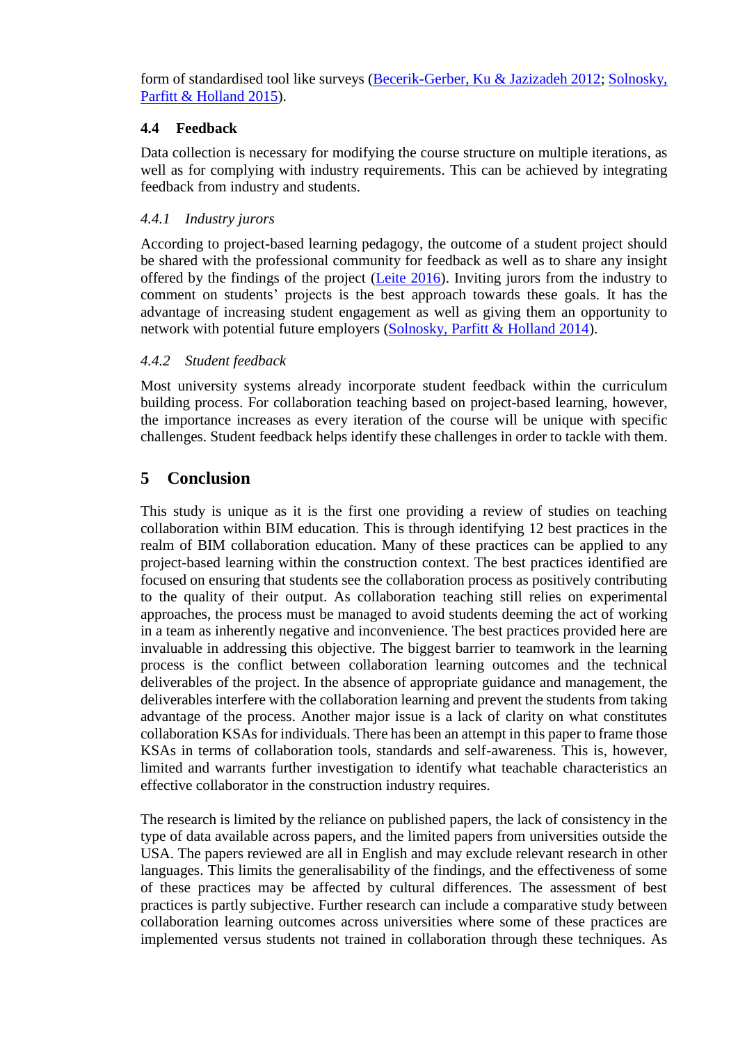form of standardised tool like surveys (Becerik-Gerber, Ku & Jazizadeh 2012; Solnosky, Parfitt & Holland 2015).

### 4.4 Feedback

Data collection is necessary for modifying the course structure on multiple iterations, as well as for complying with industry requirements. This can be achieved by integrating feedback from industry and students.

#### *4.4.1 Industry jurors*

According to project-based learning pedagogy, the outcome of a student project should be shared with the professional community for feedback as well as to share any insight offered by the findings of the project (Leite 2016). Inviting jurors from the industry to comment on students' projects is the best approach towards these goals. It has the advantage of increasing student engagement as well as giving them an opportunity to network with potential future employers (Solnosky, Parfitt & Holland 2014).

#### *4.4.2 Student feedback*

Most university systems already incorporate student feedback within the curriculum building process. For collaboration teaching based on project-based learning, however, the importance increases as every iteration of the course will be unique with specific challenges. Student feedback helps identify these challenges in order to tackle with them.

## 5 Conclusion

This study is unique as it is the first one providing a review of studies on teaching collaboration within BIM education. This is through identifying 12 best practices in the realm of BIM collaboration education. Many of these practices can be applied to any project-based learning within the construction context. The best practices identified are focused on ensuring that students see the collaboration process as positively contributing to the quality of their output. As collaboration teaching still relies on experimental approaches, the process must be managed to avoid students deeming the act of working in a team as inherently negative and inconvenience. The best practices provided here are invaluable in addressing this objective. The biggest barrier to teamwork in the learning process is the conflict between collaboration learning outcomes and the technical deliverables of the project. In the absence of appropriate guidance and management, the deliverables interfere with the collaboration learning and prevent the students from taking advantage of the process. Another major issue is a lack of clarity on what constitutes collaboration KSAs for individuals. There has been an attempt in this paper to frame those KSAs in terms of collaboration tools, standards and self-awareness. This is, however, limited and warrants further investigation to identify what teachable characteristics an effective collaborator in the construction industry requires.

The research is limited by the reliance on published papers, the lack of consistency in the type of data available across papers, and the limited papers from universities outside the USA. The papers reviewed are all in English and may exclude relevant research in other languages. This limits the generalisability of the findings, and the effectiveness of some of these practices may be affected by cultural differences. The assessment of best practices is partly subjective. Further research can include a comparative study between collaboration learning outcomes across universities where some of these practices are implemented versus students not trained in collaboration through these techniques. As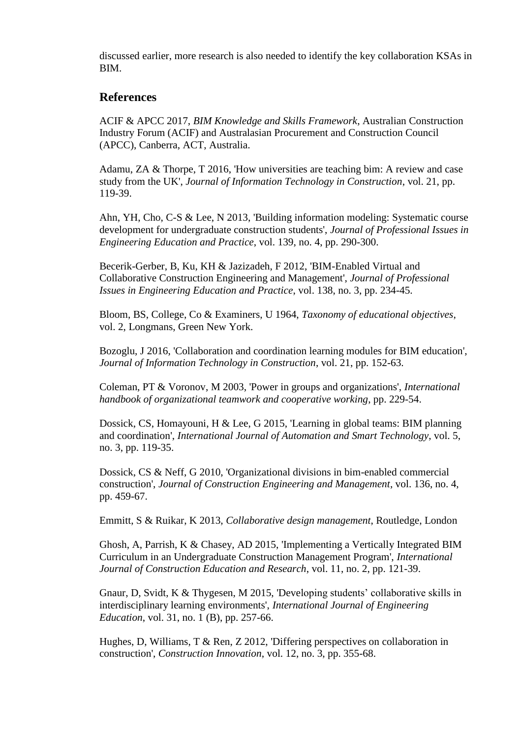discussed earlier, more research is also needed to identify the key collaboration KSAs in BIM.

## References

ACIF & APCC 2017, *BIM Knowledge and Skills Framework*, Australian Construction Industry Forum (ACIF) and Australasian Procurement and Construction Council (APCC), Canberra, ACT, Australia.

Adamu, ZA & Thorpe, T 2016, 'How universities are teaching bim: A review and case study from the UK', *Journal of Information Technology in Construction*, vol. 21, pp. 119-39.

Ahn, YH, Cho, C-S & Lee, N 2013, 'Building information modeling: Systematic course development for undergraduate construction students', *Journal of Professional Issues in Engineering Education and Practice*, vol. 139, no. 4, pp. 290-300.

Becerik-Gerber, B, Ku, KH & Jazizadeh, F 2012, 'BIM-Enabled Virtual and Collaborative Construction Engineering and Management', *Journal of Professional Issues in Engineering Education and Practice*, vol. 138, no. 3, pp. 234-45.

Bloom, BS, College, Co & Examiners, U 1964, *Taxonomy of educational objectives*, vol. 2, Longmans, Green New York.

Bozoglu, J 2016, 'Collaboration and coordination learning modules for BIM education', *Journal of Information Technology in Construction*, vol. 21, pp. 152-63.

Coleman, PT & Voronov, M 2003, 'Power in groups and organizations', *International handbook of organizational teamwork and cooperative working*, pp. 229-54.

Dossick, CS, Homayouni, H & Lee, G 2015, 'Learning in global teams: BIM planning and coordination', *International Journal of Automation and Smart Technology*, vol. 5, no. 3, pp. 119-35.

Dossick, CS & Neff, G 2010, 'Organizational divisions in bim-enabled commercial construction', *Journal of Construction Engineering and Management*, vol. 136, no. 4, pp. 459-67.

Emmitt, S & Ruikar, K 2013, *Collaborative design management*, Routledge, London

Ghosh, A, Parrish, K & Chasey, AD 2015, 'Implementing a Vertically Integrated BIM Curriculum in an Undergraduate Construction Management Program', *International Journal of Construction Education and Research*, vol. 11, no. 2, pp. 121-39.

Gnaur, D, Svidt, K & Thygesen, M 2015, 'Developing students' collaborative skills in interdisciplinary learning environments', *International Journal of Engineering Education*, vol. 31, no. 1 (B), pp. 257-66.

Hughes, D, Williams, T & Ren, Z 2012, 'Differing perspectives on collaboration in construction', *Construction Innovation*, vol. 12, no. 3, pp. 355-68.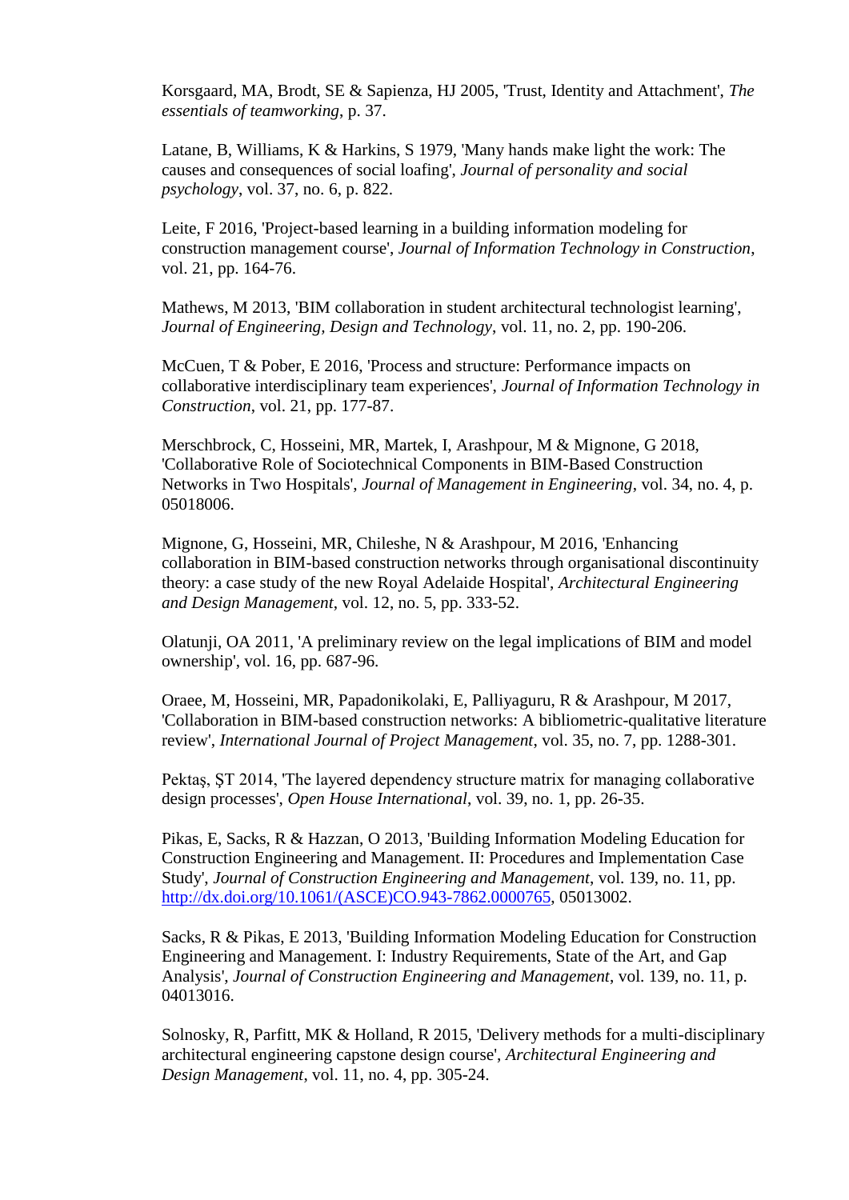Korsgaard, MA, Brodt, SE & Sapienza, HJ 2005, 'Trust, Identity and Attachment', *The essentials of teamworking*, p. 37.

Latane, B, Williams, K & Harkins, S 1979, 'Many hands make light the work: The causes and consequences of social loafing', *Journal of personality and social psychology*, vol. 37, no. 6, p. 822.

Leite, F 2016, 'Project-based learning in a building information modeling for construction management course', *Journal of Information Technology in Construction*, vol. 21, pp. 164-76.

Mathews, M 2013, 'BIM collaboration in student architectural technologist learning', *Journal of Engineering, Design and Technology*, vol. 11, no. 2, pp. 190-206.

McCuen, T & Pober, E 2016, 'Process and structure: Performance impacts on collaborative interdisciplinary team experiences', *Journal of Information Technology in Construction*, vol. 21, pp. 177-87.

Merschbrock, C, Hosseini, MR, Martek, I, Arashpour, M & Mignone, G 2018, 'Collaborative Role of Sociotechnical Components in BIM-Based Construction Networks in Two Hospitals', *Journal of Management in Engineering*, vol. 34, no. 4, p. 05018006.

Mignone, G, Hosseini, MR, Chileshe, N & Arashpour, M 2016, 'Enhancing collaboration in BIM-based construction networks through organisational discontinuity theory: a case study of the new Royal Adelaide Hospital', *Architectural Engineering and Design Management*, vol. 12, no. 5, pp. 333-52.

Olatunji, OA 2011, 'A preliminary review on the legal implications of BIM and model ownership', vol. 16, pp. 687-96.

Oraee, M, Hosseini, MR, Papadonikolaki, E, Palliyaguru, R & Arashpour, M 2017, 'Collaboration in BIM-based construction networks: A bibliometric-qualitative literature review', *International Journal of Project Management*, vol. 35, no. 7, pp. 1288-301.

Pektaş, ŞT 2014, 'The layered dependency structure matrix for managing collaborative design processes', *Open House International*, vol. 39, no. 1, pp. 26-35.

Pikas, E, Sacks, R & Hazzan, O 2013, 'Building Information Modeling Education for Construction Engineering and Management. II: Procedures and Implementation Case Study', *Journal of Construction Engineering and Management*, vol. 139, no. 11, pp. http://dx.doi.org/10.1061/(ASCE)CO.943-7862.0000765, 05013002.

Sacks, R & Pikas, E 2013, 'Building Information Modeling Education for Construction Engineering and Management. I: Industry Requirements, State of the Art, and Gap Analysis', *Journal of Construction Engineering and Management*, vol. 139, no. 11, p. 04013016.

Solnosky, R, Parfitt, MK & Holland, R 2015, 'Delivery methods for a multi-disciplinary architectural engineering capstone design course', *Architectural Engineering and Design Management*, vol. 11, no. 4, pp. 305-24.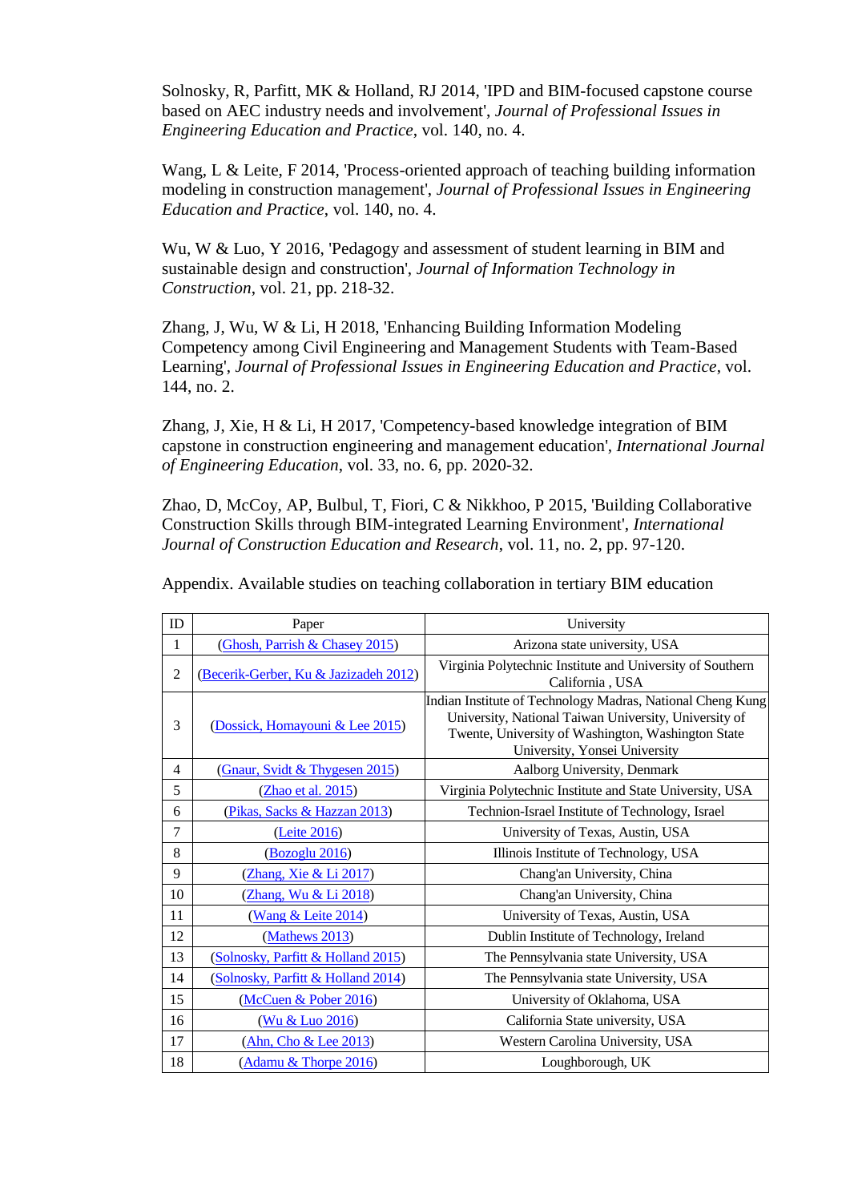Solnosky, R, Parfitt, MK & Holland, RJ 2014, 'IPD and BIM-focused capstone course based on AEC industry needs and involvement', *Journal of Professional Issues in Engineering Education and Practice*, vol. 140, no. 4.

Wang, L & Leite, F 2014, 'Process-oriented approach of teaching building information modeling in construction management', *Journal of Professional Issues in Engineering Education and Practice*, vol. 140, no. 4.

Wu, W & Luo, Y 2016, 'Pedagogy and assessment of student learning in BIM and sustainable design and construction', *Journal of Information Technology in Construction*, vol. 21, pp. 218-32.

Zhang, J, Wu, W & Li, H 2018, 'Enhancing Building Information Modeling Competency among Civil Engineering and Management Students with Team-Based Learning', *Journal of Professional Issues in Engineering Education and Practice*, vol. 144, no. 2.

Zhang, J, Xie, H & Li, H 2017, 'Competency-based knowledge integration of BIM capstone in construction engineering and management education', *International Journal of Engineering Education*, vol. 33, no. 6, pp. 2020-32.

Zhao, D, McCoy, AP, Bulbul, T, Fiori, C & Nikkhoo, P 2015, 'Building Collaborative Construction Skills through BIM-integrated Learning Environment', *International Journal of Construction Education and Research*, vol. 11, no. 2, pp. 97-120.

Appendix. Available studies on teaching collaboration in tertiary BIM education

| ID | Paper | University |
|---|---|---|
| 1 | (Ghosh, Parrish & Chasey 2015) | Arizona state university, USA |
| 2 | (Becerik-Gerber, Ku & Jazizadeh 2012) | Virginia Polytechnic Institute and University of Southern California , USA |
| 3 | (Dossick, Homayouni & Lee 2015) | Indian Institute of Technology Madras, National Cheng Kung University, National Taiwan University, University of Twente, University of Washington, Washington State University, Yonsei University |
| 4 | (Gnaur, Svidt & Thygesen 2015) | Aalborg University, Denmark |
| 5 | (Zhao et al. 2015) | Virginia Polytechnic Institute and State University, USA |
| 6 | (Pikas, Sacks & Hazzan 2013) | Technion-Israel Institute of Technology, Israel |
| 7 | (Leite 2016) | University of Texas, Austin, USA |
| 8 | (Bozoglu 2016) | Illinois Institute of Technology, USA |
| 9 | (Zhang, Xie & Li 2017) | Chang'an University, China |
| 10 | (Zhang, Wu & Li 2018) | Chang'an University, China |
| 11 | (Wang & Leite 2014) | University of Texas, Austin, USA |
| 12 | (Mathews 2013) | Dublin Institute of Technology, Ireland |
| 13 | (Solnosky, Parfitt & Holland 2015) | The Pennsylvania state University, USA |
| 14 | (Solnosky, Parfitt & Holland 2014) | The Pennsylvania state University, USA |
| 15 | (McCuen & Pober 2016) | University of Oklahoma, USA |
| 16 | (Wu & Luo 2016) | California State university, USA |
| 17 | (Ahn, Cho & Lee 2013) | Western Carolina University, USA |
| 18 | (Adamu & Thorpe 2016) | Loughborough, UK |